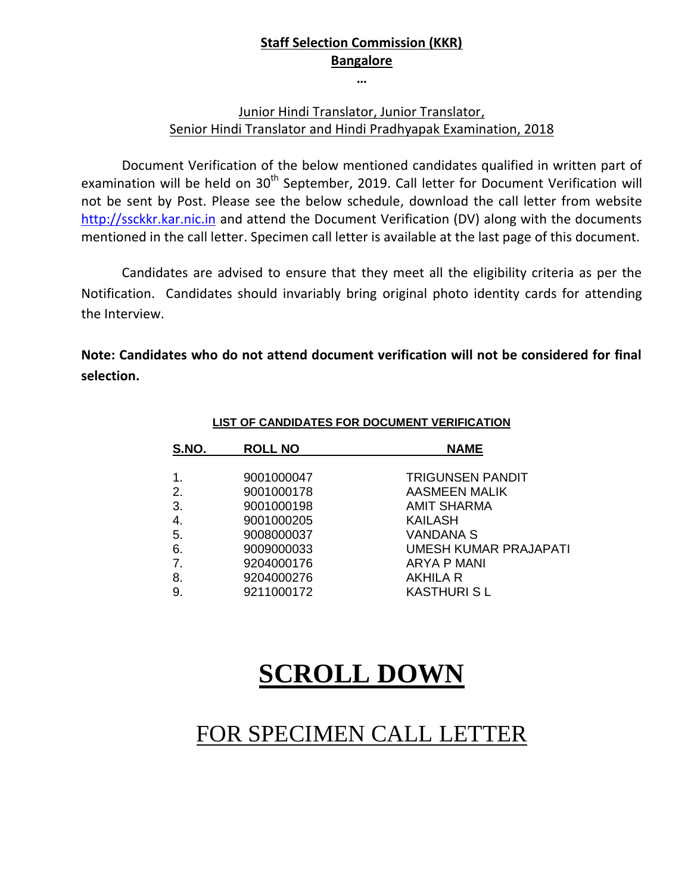# Staff Selection Commission (KKR)
## Bangalore

…

### Junior Hindi Translator, Junior Translator, Senior Hindi Translator and Hindi Pradhyapak Examination, 2018

Document Verification of the below mentioned candidates qualified in written part of examination will be held on 30th September, 2019. Call letter for Document Verification will not be sent by Post. Please see the below schedule, download the call letter from website http://ssckkr.kar.nic.in and attend the Document Verification (DV) along with the documents mentioned in the call letter. Specimen call letter is available at the last page of this document.

Candidates are advised to ensure that they meet all the eligibility criteria as per the Notification. Candidates should invariably bring original photo identity cards for attending the Interview.

**Note: Candidates who do not attend document verification will not be considered for final selection.**

**LIST OF CANDIDATES FOR DOCUMENT VERIFICATION**

| S.NO. | ROLL NO | NAME |
|---|---|---|
| 1. | 9001000047 | TRIGUNSEN PANDIT |
| 2. | 9001000178 | AASMEEN MALIK |
| 3. | 9001000198 | AMIT SHARMA |
| 4. | 9001000205 | KAILASH |
| 5. | 9008000037 | VANDANA S |
| 6. | 9009000033 | UMESH KUMAR PRAJAPATI |
| 7. | 9204000176 | ARYA P MANI |
| 8. | 9204000276 | AKHILA R |
| 9. | 9211000172 | KASTHURI S L |

# SCROLL DOWN

## FOR SPECIMEN CALL LETTER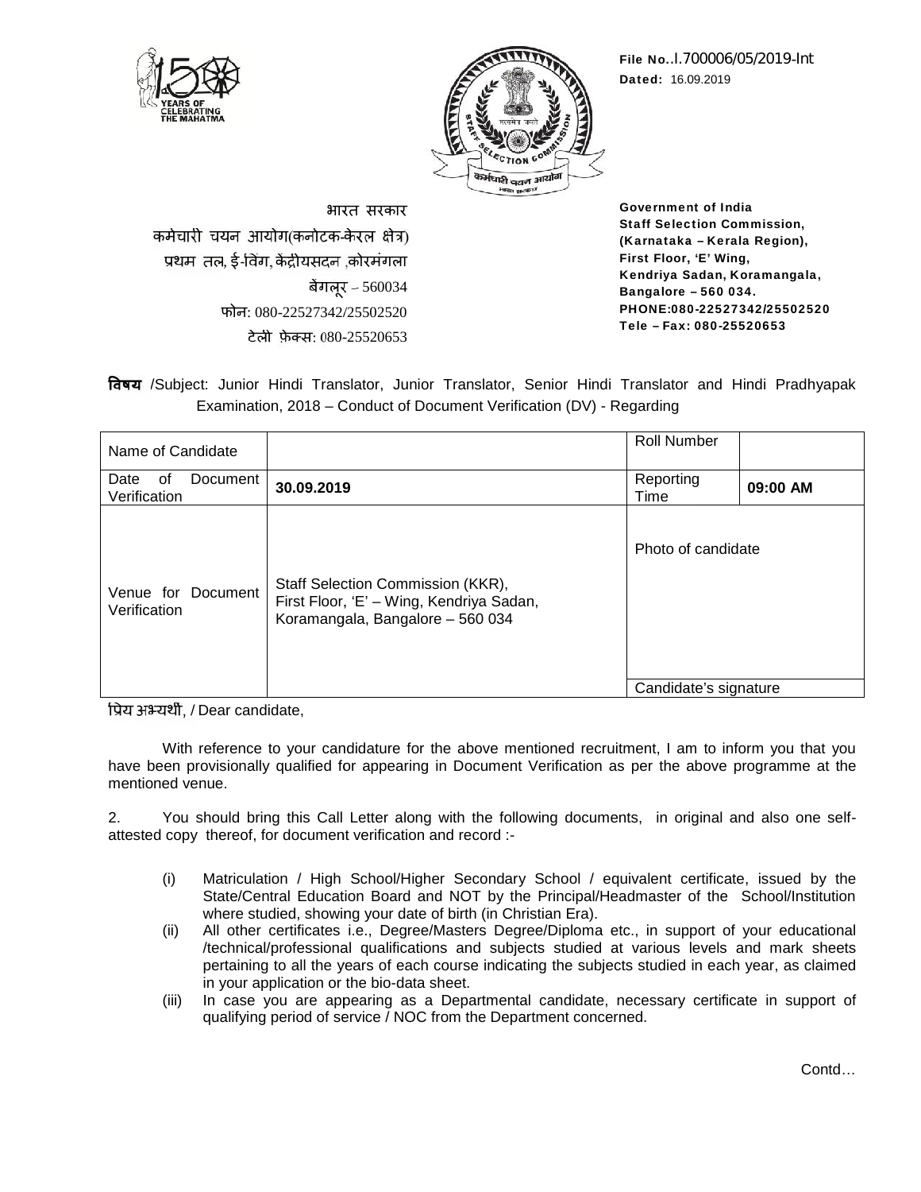File No..I.700006/05/2019-Int
Dated: 16.09.2019

भारत सरकार
कर्मचारी चयन आयोग(कर्नाटक-केरल क्षेत्र)
प्रथम तल, ई-विंग, केंद्रीयसदन ,कोरमंगला
बेंगलूर – 560034
फोन: 080-22527342/25502520
टेली फ़ेक्स: 080-25520653

Government of India
Staff Selection Commission,
(Karnataka – Kerala Region),
First Floor, 'E' Wing,
Kendriya Sadan, Koramangala,
Bangalore – 560 034.
PHONE:080-22527342/25502520
Tele – Fax: 080-25520653

**विषय** /Subject: Junior Hindi Translator, Junior Translator, Senior Hindi Translator and Hindi Pradhyapak Examination, 2018 – Conduct of Document Verification (DV) - Regarding

| Name of Candidate | | Roll Number | |
|---|---|---|---|
| Date of Document Verification | **30.09.2019** | Reporting Time | **09:00 AM** |
| Venue for Document Verification | Staff Selection Commission (KKR), First Floor, 'E' – Wing, Kendriya Sadan, Koramangala, Bangalore – 560 034 | Photo of candidate | |
| | | Candidate's signature | |

प्रिय अभ्यर्थी, / Dear candidate,

With reference to your candidature for the above mentioned recruitment, I am to inform you that you have been provisionally qualified for appearing in Document Verification as per the above programme at the mentioned venue.

2. You should bring this Call Letter along with the following documents, in original and also one self-attested copy thereof, for document verification and record :-

(i) Matriculation / High School/Higher Secondary School / equivalent certificate, issued by the State/Central Education Board and NOT by the Principal/Headmaster of the School/Institution where studied, showing your date of birth (in Christian Era).

(ii) All other certificates i.e., Degree/Masters Degree/Diploma etc., in support of your educational /technical/professional qualifications and subjects studied at various levels and mark sheets pertaining to all the years of each course indicating the subjects studied in each year, as claimed in your application or the bio-data sheet.

(iii) In case you are appearing as a Departmental candidate, necessary certificate in support of qualifying period of service / NOC from the Department concerned.

Contd…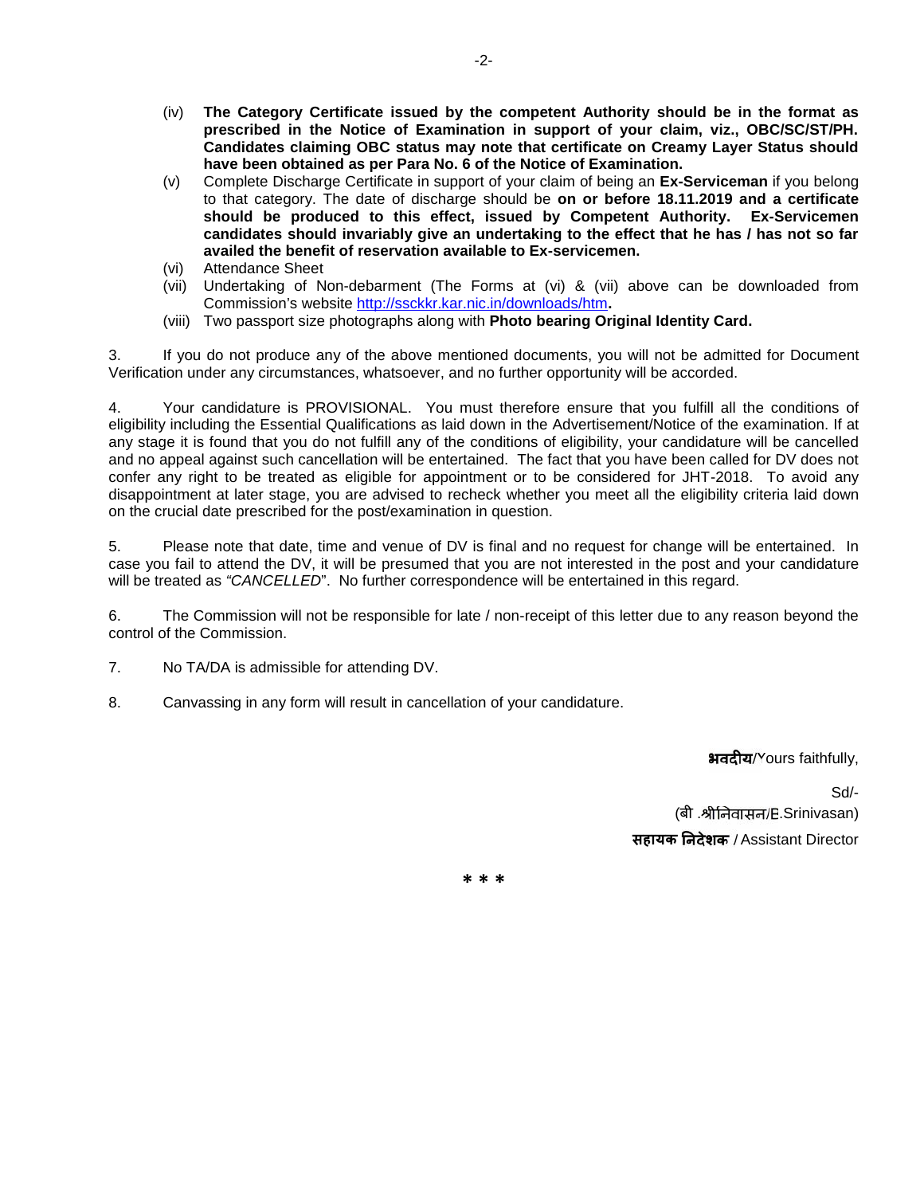(iv) **The Category Certificate issued by the competent Authority should be in the format as prescribed in the Notice of Examination in support of your claim, viz., OBC/SC/ST/PH. Candidates claiming OBC status may note that certificate on Creamy Layer Status should have been obtained as per Para No. 6 of the Notice of Examination.**

(v) Complete Discharge Certificate in support of your claim of being an **Ex-Serviceman** if you belong to that category. The date of discharge should be **on or before 18.11.2019 and a certificate should be produced to this effect, issued by Competent Authority. Ex-Servicemen candidates should invariably give an undertaking to the effect that he has / has not so far availed the benefit of reservation available to Ex-servicemen.**

(vi) Attendance Sheet

(vii) Undertaking of Non-debarment (The Forms at (vi) & (vii) above can be downloaded from Commission's website http://ssckkr.kar.nic.in/downloads/htm**.**

(viii) Two passport size photographs along with **Photo bearing Original Identity Card.**

3. If you do not produce any of the above mentioned documents, you will not be admitted for Document Verification under any circumstances, whatsoever, and no further opportunity will be accorded.

4. Your candidature is PROVISIONAL. You must therefore ensure that you fulfill all the conditions of eligibility including the Essential Qualifications as laid down in the Advertisement/Notice of the examination. If at any stage it is found that you do not fulfill any of the conditions of eligibility, your candidature will be cancelled and no appeal against such cancellation will be entertained. The fact that you have been called for DV does not confer any right to be treated as eligible for appointment or to be considered for JHT-2018. To avoid any disappointment at later stage, you are advised to recheck whether you meet all the eligibility criteria laid down on the crucial date prescribed for the post/examination in question.

5. Please note that date, time and venue of DV is final and no request for change will be entertained. In case you fail to attend the DV, it will be presumed that you are not interested in the post and your candidature will be treated as *"CANCELLED*". No further correspondence will be entertained in this regard.

6. The Commission will not be responsible for late / non-receipt of this letter due to any reason beyond the control of the Commission.

7. No TA/DA is admissible for attending DV.

8. Canvassing in any form will result in cancellation of your candidature.

**भवदीय**/Yours faithfully,

Sd/-

(बी .श्रीनिवासन/B.Srinivasan)

**सहायक निदेशक** / Assistant Director

* * *